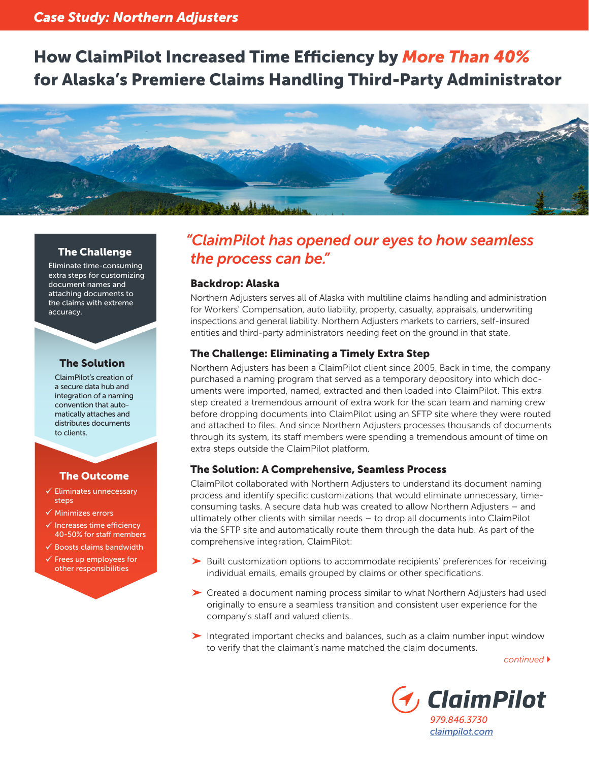*Case Study: Northern Adjusters*

# How ClaimPilot Increased Time Efficiency by *More Than 40%* for Alaska's Premiere Claims Handling Third-Party Administrator

### The Challenge

Eliminate time-consuming extra steps for customizing document names and attaching documents to the claims with extreme accuracy.

### The Solution

ClaimPilot's creation of a secure data hub and integration of a naming convention that automatically attaches and distributes documents to clients.

### The Outcome

- ✓ Eliminates unnecessary steps
- ✓ Minimizes errors
- ✓ Increases time efficiency 40-50% for staff members
- ✓ Boosts claims bandwidth
- ✓ Frees up employees for other responsibilities

*"ClaimPilot has opened our eyes to how seamless the process can be."*

## Backdrop: Alaska

Northern Adjusters serves all of Alaska with multiline claims handling and administration for Workers' Compensation, auto liability, property, casualty, appraisals, underwriting inspections and general liability. Northern Adjusters markets to carriers, self-insured entities and third-party administrators needing feet on the ground in that state.

## The Challenge: Eliminating a Timely Extra Step

Northern Adjusters has been a ClaimPilot client since 2005. Back in time, the company purchased a naming program that served as a temporary depository into which documents were imported, named, extracted and then loaded into ClaimPilot. This extra step created a tremendous amount of extra work for the scan team and naming crew before dropping documents into ClaimPilot using an SFTP site where they were routed and attached to files. And since Northern Adjusters processes thousands of documents through its system, its staff members were spending a tremendous amount of time on extra steps outside the ClaimPilot platform.

## The Solution: A Comprehensive, Seamless Process

ClaimPilot collaborated with Northern Adjusters to understand its document naming process and identify specific customizations that would eliminate unnecessary, time-consuming tasks. A secure data hub was created to allow Northern Adjusters – and ultimately other clients with similar needs – to drop all documents into ClaimPilot via the SFTP site and automatically route them through the data hub. As part of the comprehensive integration, ClaimPilot:

- Built customization options to accommodate recipients' preferences for receiving individual emails, emails grouped by claims or other specifications.
- Created a document naming process similar to what Northern Adjusters had used originally to ensure a seamless transition and consistent user experience for the company's staff and valued clients.
- Integrated important checks and balances, such as a claim number input window to verify that the claimant's name matched the claim documents.

*continued ▸*

ClaimPilot
979.846.3730
claimpilot.com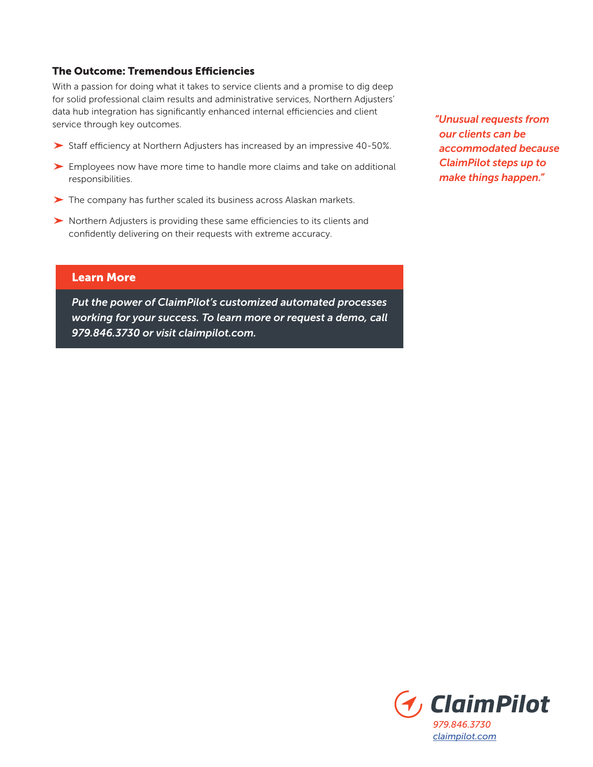### The Outcome: Tremendous Efficiencies

With a passion for doing what it takes to service clients and a promise to dig deep for solid professional claim results and administrative services, Northern Adjusters' data hub integration has significantly enhanced internal efficiencies and client service through key outcomes.

- Staff efficiency at Northern Adjusters has increased by an impressive 40-50%.
- Employees now have more time to handle more claims and take on additional responsibilities.
- The company has further scaled its business across Alaskan markets.
- Northern Adjusters is providing these same efficiencies to its clients and confidently delivering on their requests with extreme accuracy.

*"Unusual requests from our clients can be accommodated because ClaimPilot steps up to make things happen."*

#### Learn More

*Put the power of ClaimPilot's customized automated processes working for your success. To learn more or request a demo, call 979.846.3730 or visit claimpilot.com.*

ClaimPilot

*979.846.3730*

*claimpilot.com*